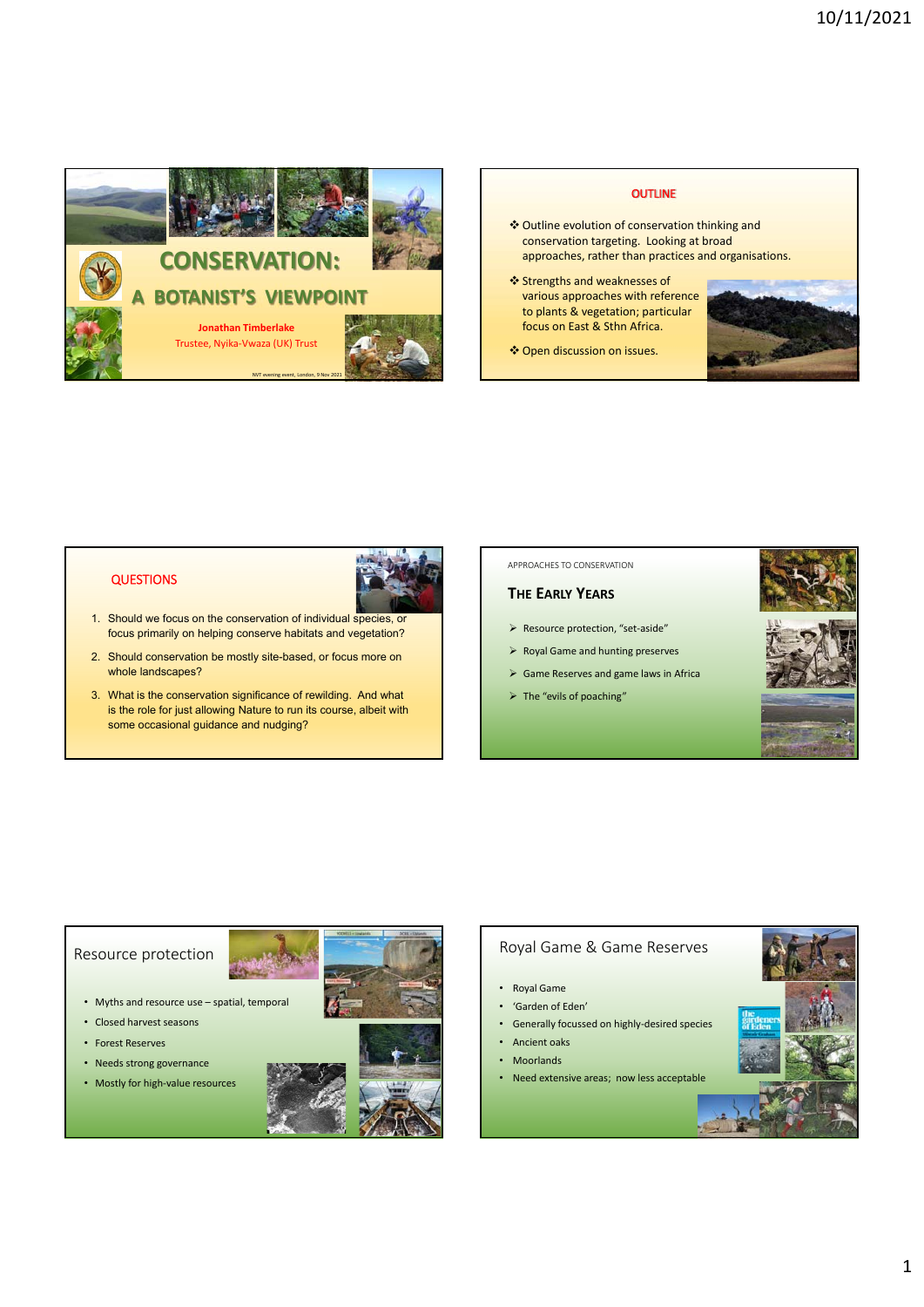# CONSERVATION: A BOTANIST'S VIEWPOINT

**Jonathan Timberlake**

Trustee, Nyika-Vwaza (UK) Trust

NVT evening event, London, 9 Nov 2021

## OUTLINE

- Outline evolution of conservation thinking and conservation targeting. Looking at broad approaches, rather than practices and organisations.
- Strengths and weaknesses of various approaches with reference to plants & vegetation; particular focus on East & Sthn Africa.
- Open discussion on issues.

## QUESTIONS

1. Should we focus on the conservation of individual species, or focus primarily on helping conserve habitats and vegetation?
2. Should conservation be mostly site-based, or focus more on whole landscapes?
3. What is the conservation significance of rewilding. And what is the role for just allowing Nature to run its course, albeit with some occasional guidance and nudging?

APPROACHES TO CONSERVATION

## The Early Years

- Resource protection, "set-aside"
- Royal Game and hunting preserves
- Game Reserves and game laws in Africa
- The "evils of poaching"

## Resource protection

- Myths and resource use – spatial, temporal
- Closed harvest seasons
- Forest Reserves
- Needs strong governance
- Mostly for high-value resources

## Royal Game & Game Reserves

- Royal Game
- 'Garden of Eden'
- Generally focussed on highly-desired species
- Ancient oaks
- Moorlands
- Need extensive areas; now less acceptable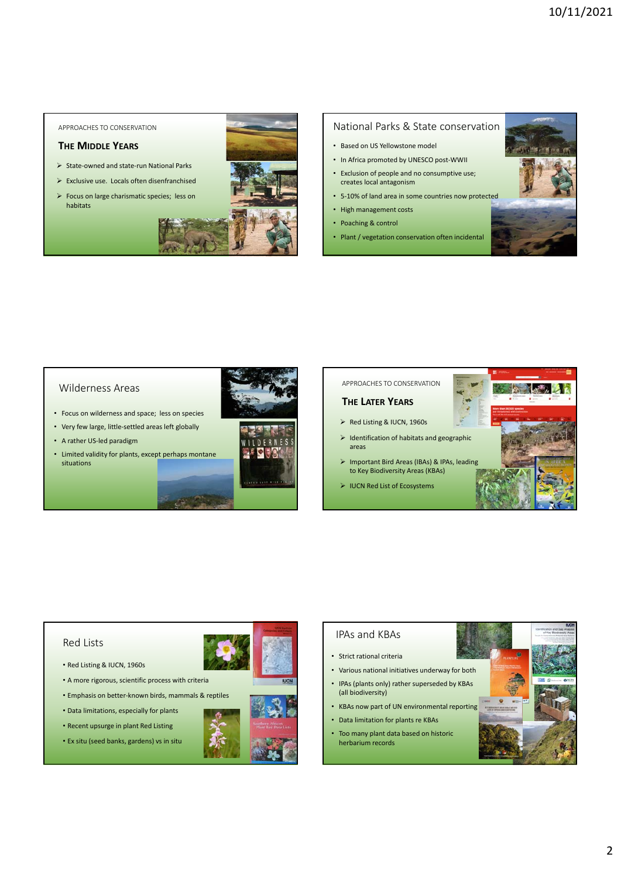APPROACHES TO CONSERVATION

## The Middle Years

- State-owned and state-run National Parks
- Exclusive use. Locals often disenfranchised
- Focus on large charismatic species; less on habitats

## National Parks & State conservation

- Based on US Yellowstone model
- In Africa promoted by UNESCO post-WWII
- Exclusion of people and no consumptive use; creates local antagonism
- 5-10% of land area in some countries now protected
- High management costs
- Poaching & control
- Plant / vegetation conservation often incidental

## Wilderness Areas

- Focus on wilderness and space; less on species
- Very few large, little-settled areas left globally
- A rather US-led paradigm
- Limited validity for plants, except perhaps montane situations

APPROACHES TO CONSERVATION

## The Later Years

- Red Listing & IUCN, 1960s
- Identification of habitats and geographic areas
- Important Bird Areas (IBAs) & IPAs, leading to Key Biodiversity Areas (KBAs)
- IUCN Red List of Ecosystems

## Red Lists

- Red Listing & IUCN, 1960s
- A more rigorous, scientific process with criteria
- Emphasis on better-known birds, mammals & reptiles
- Data limitations, especially for plants
- Recent upsurge in plant Red Listing
- Ex situ (seed banks, gardens) vs in situ

## IPAs and KBAs

- Strict rational criteria
- Various national initiatives underway for both
- IPAs (plants only) rather superseded by KBAs (all biodiversity)
- KBAs now part of UN environmental reporting
- Data limitation for plants re KBAs
- Too many plant data based on historic herbarium records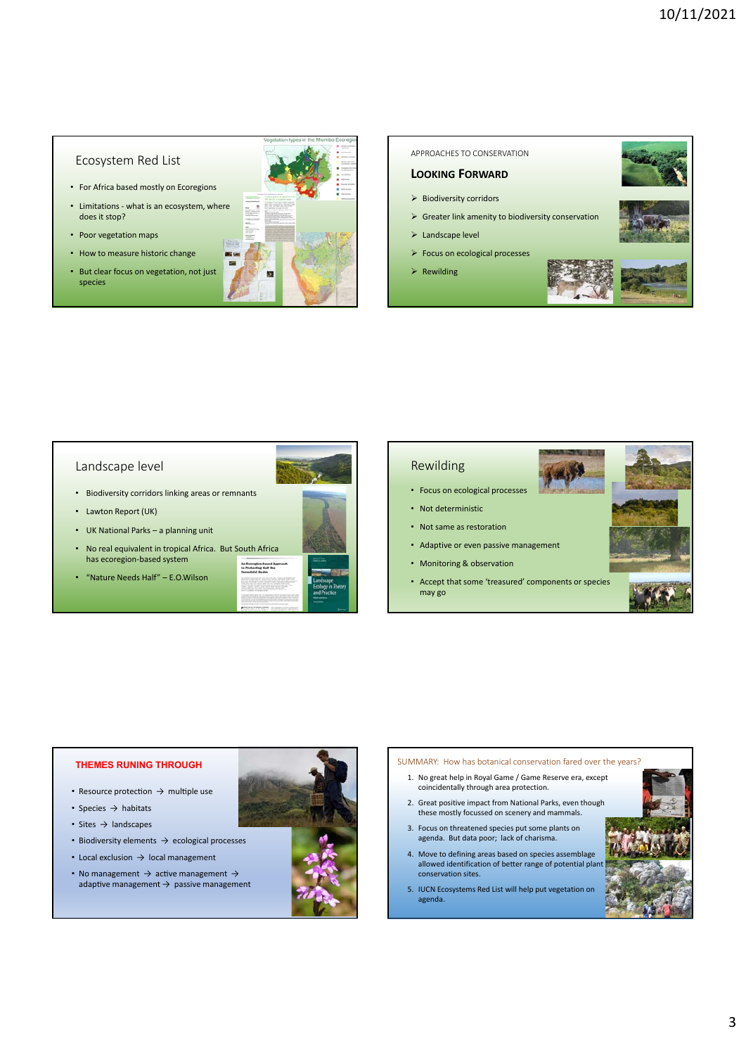## Ecosystem Red List

- For Africa based mostly on Ecoregions
- Limitations - what is an ecosystem, where does it stop?
- Poor vegetation maps
- How to measure historic change
- But clear focus on vegetation, not just species

APPROACHES TO CONSERVATION

## LOOKING FORWARD

- Biodiversity corridors
- Greater link amenity to biodiversity conservation
- Landscape level
- Focus on ecological processes
- Rewilding

## Landscape level

- Biodiversity corridors linking areas or remnants
- Lawton Report (UK)
- UK National Parks – a planning unit
- No real equivalent in tropical Africa. But South Africa has ecoregion-based system
- "Nature Needs Half" – E.O.Wilson

## Rewilding

- Focus on ecological processes
- Not deterministic
- Not same as restoration
- Adaptive or even passive management
- Monitoring & observation
- Accept that some 'treasured' components or species may go

## THEMES RUNING THROUGH

- Resource protection → multiple use
- Species → habitats
- Sites → landscapes
- Biodiversity elements → ecological processes
- Local exclusion → local management
- No management → active management → adaptive management → passive management

SUMMARY: How has botanical conservation fared over the years?

1. No great help in Royal Game / Game Reserve era, except coincidentally through area protection.
2. Great positive impact from National Parks, even though these mostly focussed on scenery and mammals.
3. Focus on threatened species put some plants on agenda. But data poor; lack of charisma.
4. Move to defining areas based on species assemblage allowed identification of better range of potential plant conservation sites.
5. IUCN Ecosystems Red List will help put vegetation on agenda.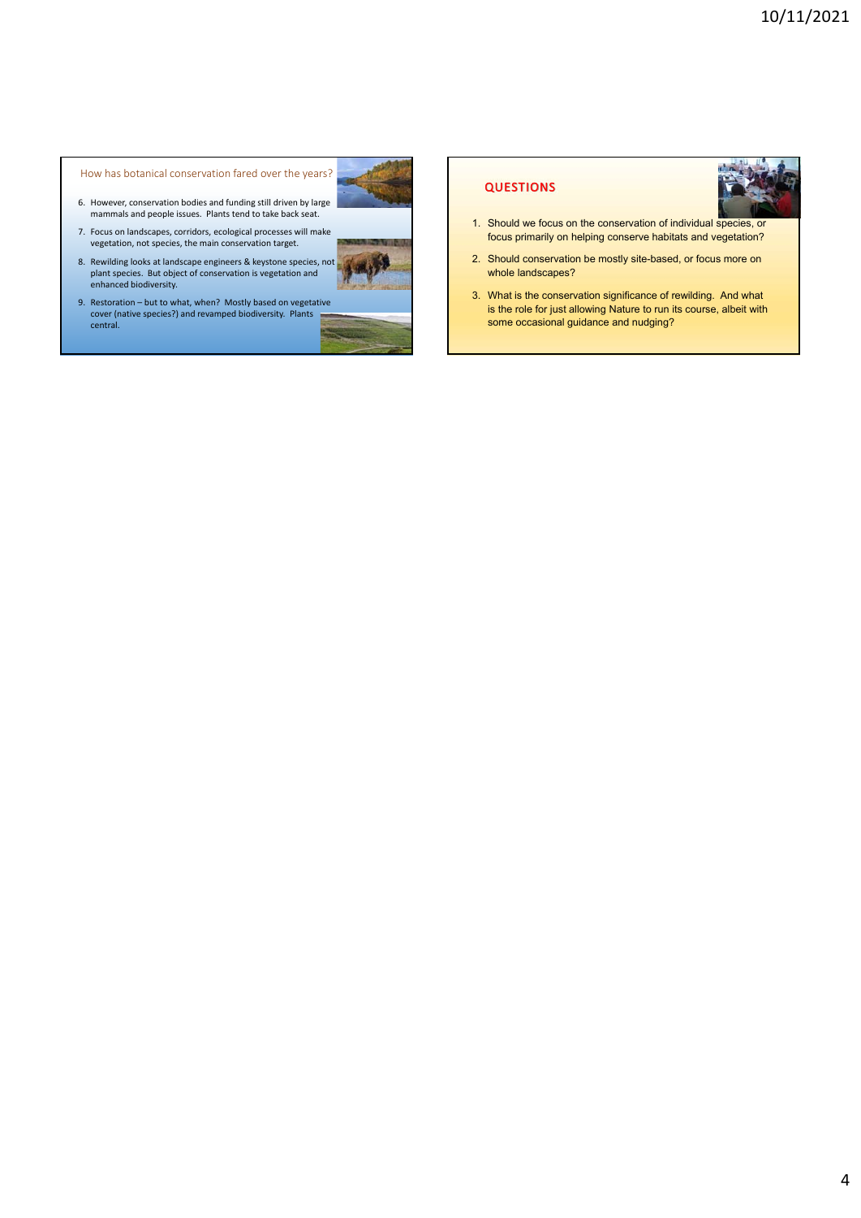## How has botanical conservation fared over the years?

6. However, conservation bodies and funding still driven by large mammals and people issues. Plants tend to take back seat.
7. Focus on landscapes, corridors, ecological processes will make vegetation, not species, the main conservation target.
8. Rewilding looks at landscape engineers & keystone species, not plant species. But object of conservation is vegetation and enhanced biodiversity.
9. Restoration – but to what, when? Mostly based on vegetative cover (native species?) and revamped biodiversity. Plants central.

## QUESTIONS

1. Should we focus on the conservation of individual species, or focus primarily on helping conserve habitats and vegetation?
2. Should conservation be mostly site-based, or focus more on whole landscapes?
3. What is the conservation significance of rewilding. And what is the role for just allowing Nature to run its course, albeit with some occasional guidance and nudging?